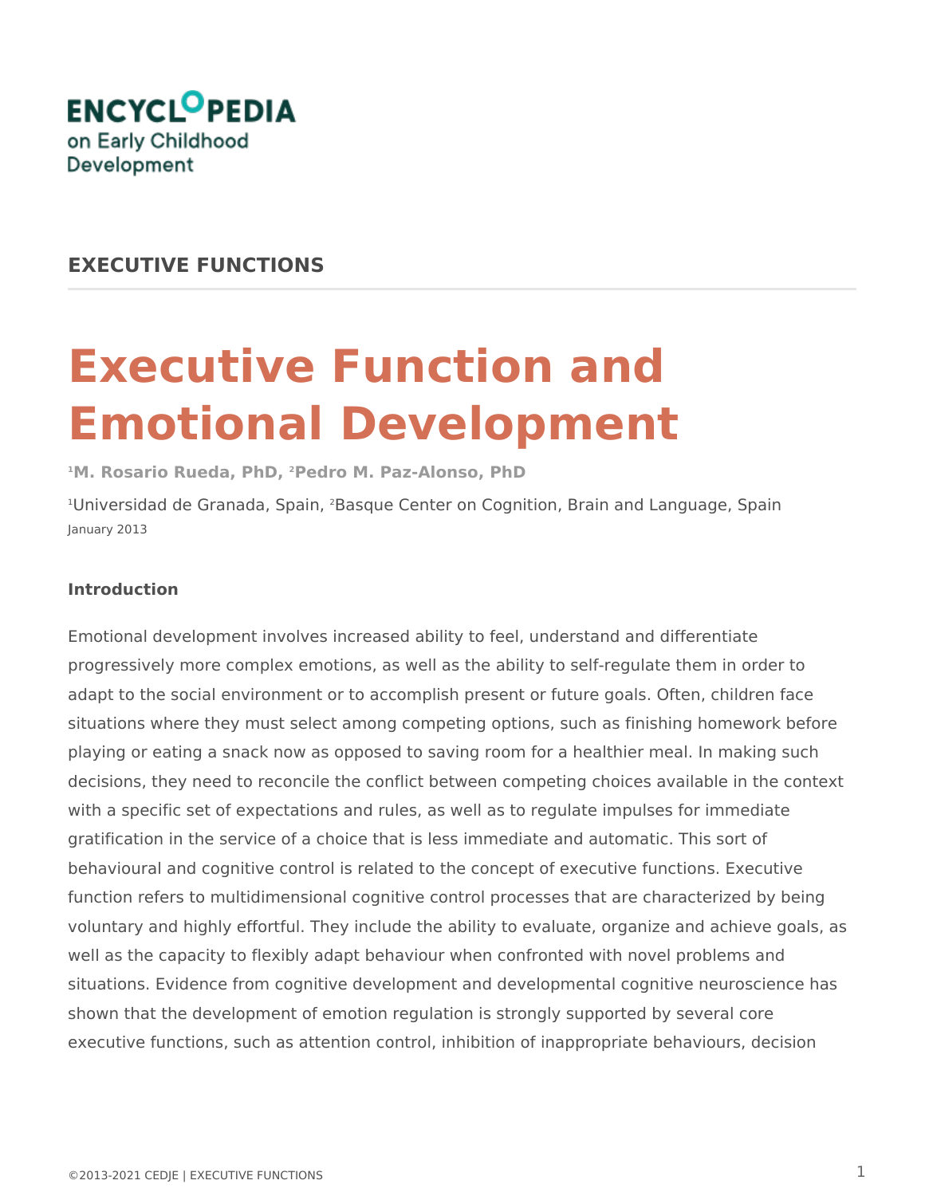ENCYCLOPEDIA on Early Childhood Development

## EXECUTIVE FUNCTIONS

# Executive Function and Emotional Development

**[1]M. Rosario Rueda, PhD, [2]Pedro M. Paz-Alonso, PhD**

[1]Universidad de Granada, Spain, [2]Basque Center on Cognition, Brain and Language, Spain
January 2013

### Introduction

Emotional development involves increased ability to feel, understand and differentiate progressively more complex emotions, as well as the ability to self-regulate them in order to adapt to the social environment or to accomplish present or future goals. Often, children face situations where they must select among competing options, such as finishing homework before playing or eating a snack now as opposed to saving room for a healthier meal. In making such decisions, they need to reconcile the conflict between competing choices available in the context with a specific set of expectations and rules, as well as to regulate impulses for immediate gratification in the service of a choice that is less immediate and automatic. This sort of behavioural and cognitive control is related to the concept of executive functions. Executive function refers to multidimensional cognitive control processes that are characterized by being voluntary and highly effortful. They include the ability to evaluate, organize and achieve goals, as well as the capacity to flexibly adapt behaviour when confronted with novel problems and situations. Evidence from cognitive development and developmental cognitive neuroscience has shown that the development of emotion regulation is strongly supported by several core executive functions, such as attention control, inhibition of inappropriate behaviours, decision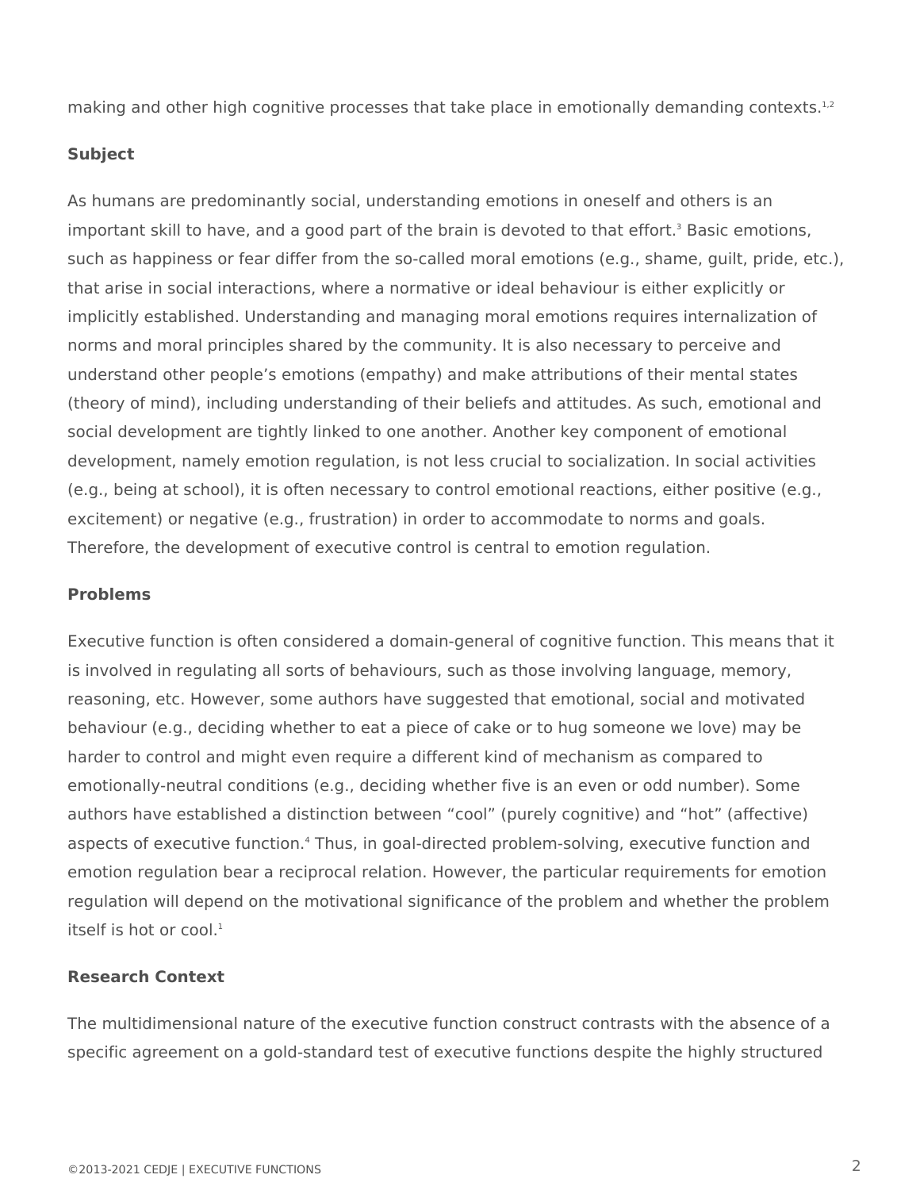making and other high cognitive processes that take place in emotionally demanding contexts.[1,2]

## Subject

As humans are predominantly social, understanding emotions in oneself and others is an important skill to have, and a good part of the brain is devoted to that effort.[3] Basic emotions, such as happiness or fear differ from the so-called moral emotions (e.g., shame, guilt, pride, etc.), that arise in social interactions, where a normative or ideal behaviour is either explicitly or implicitly established. Understanding and managing moral emotions requires internalization of norms and moral principles shared by the community. It is also necessary to perceive and understand other people's emotions (empathy) and make attributions of their mental states (theory of mind), including understanding of their beliefs and attitudes. As such, emotional and social development are tightly linked to one another. Another key component of emotional development, namely emotion regulation, is not less crucial to socialization. In social activities (e.g., being at school), it is often necessary to control emotional reactions, either positive (e.g., excitement) or negative (e.g., frustration) in order to accommodate to norms and goals. Therefore, the development of executive control is central to emotion regulation.

## Problems

Executive function is often considered a domain-general of cognitive function. This means that it is involved in regulating all sorts of behaviours, such as those involving language, memory, reasoning, etc. However, some authors have suggested that emotional, social and motivated behaviour (e.g., deciding whether to eat a piece of cake or to hug someone we love) may be harder to control and might even require a different kind of mechanism as compared to emotionally-neutral conditions (e.g., deciding whether five is an even or odd number). Some authors have established a distinction between "cool" (purely cognitive) and "hot" (affective) aspects of executive function.[4] Thus, in goal-directed problem-solving, executive function and emotion regulation bear a reciprocal relation. However, the particular requirements for emotion regulation will depend on the motivational significance of the problem and whether the problem itself is hot or cool.[1]

## Research Context

The multidimensional nature of the executive function construct contrasts with the absence of a specific agreement on a gold-standard test of executive functions despite the highly structured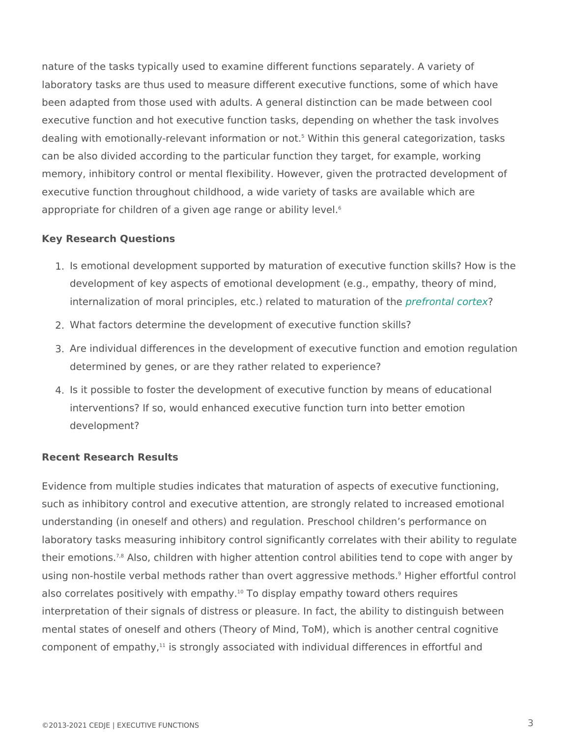nature of the tasks typically used to examine different functions separately. A variety of laboratory tasks are thus used to measure different executive functions, some of which have been adapted from those used with adults. A general distinction can be made between cool executive function and hot executive function tasks, depending on whether the task involves dealing with emotionally-relevant information or not.[5] Within this general categorization, tasks can be also divided according to the particular function they target, for example, working memory, inhibitory control or mental flexibility. However, given the protracted development of executive function throughout childhood, a wide variety of tasks are available which are appropriate for children of a given age range or ability level.[6]

**Key Research Questions**

1. Is emotional development supported by maturation of executive function skills? How is the development of key aspects of emotional development (e.g., empathy, theory of mind, internalization of moral principles, etc.) related to maturation of the *prefrontal cortex*?
2. What factors determine the development of executive function skills?
3. Are individual differences in the development of executive function and emotion regulation determined by genes, or are they rather related to experience?
4. Is it possible to foster the development of executive function by means of educational interventions? If so, would enhanced executive function turn into better emotion development?

**Recent Research Results**

Evidence from multiple studies indicates that maturation of aspects of executive functioning, such as inhibitory control and executive attention, are strongly related to increased emotional understanding (in oneself and others) and regulation. Preschool children's performance on laboratory tasks measuring inhibitory control significantly correlates with their ability to regulate their emotions.[7,8] Also, children with higher attention control abilities tend to cope with anger by using non-hostile verbal methods rather than overt aggressive methods.[9] Higher effortful control also correlates positively with empathy.[10] To display empathy toward others requires interpretation of their signals of distress or pleasure. In fact, the ability to distinguish between mental states of oneself and others (Theory of Mind, ToM), which is another central cognitive component of empathy,[11] is strongly associated with individual differences in effortful and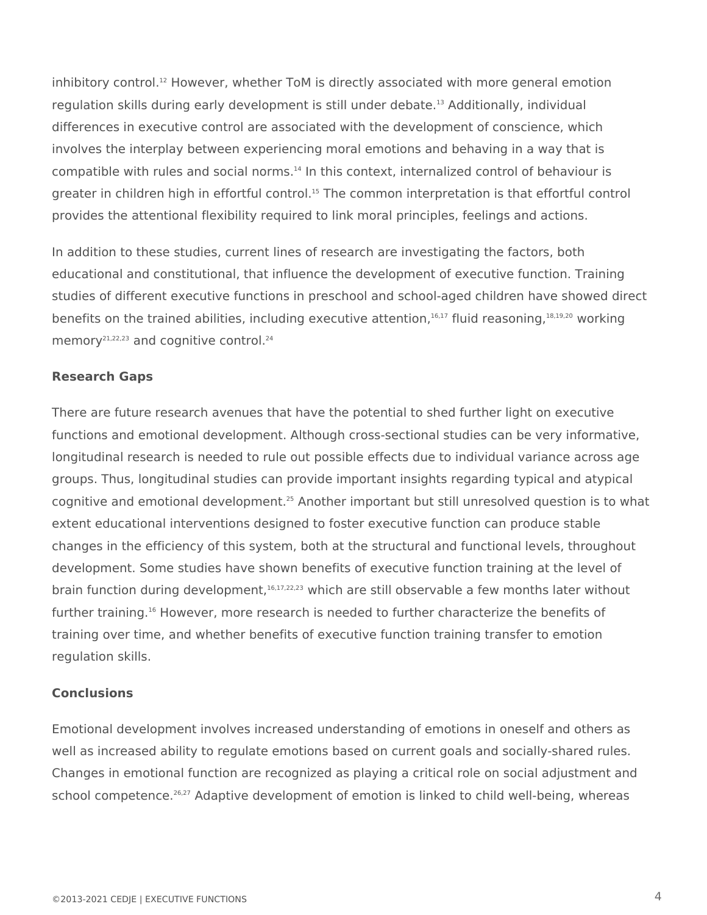inhibitory control.[12] However, whether ToM is directly associated with more general emotion regulation skills during early development is still under debate.[13] Additionally, individual differences in executive control are associated with the development of conscience, which involves the interplay between experiencing moral emotions and behaving in a way that is compatible with rules and social norms.[14] In this context, internalized control of behaviour is greater in children high in effortful control.[15] The common interpretation is that effortful control provides the attentional flexibility required to link moral principles, feelings and actions.

In addition to these studies, current lines of research are investigating the factors, both educational and constitutional, that influence the development of executive function. Training studies of different executive functions in preschool and school-aged children have showed direct benefits on the trained abilities, including executive attention,[16,17] fluid reasoning,[18,19,20] working memory[21,22,23] and cognitive control.[24]

## Research Gaps

There are future research avenues that have the potential to shed further light on executive functions and emotional development. Although cross-sectional studies can be very informative, longitudinal research is needed to rule out possible effects due to individual variance across age groups. Thus, longitudinal studies can provide important insights regarding typical and atypical cognitive and emotional development.[25] Another important but still unresolved question is to what extent educational interventions designed to foster executive function can produce stable changes in the efficiency of this system, both at the structural and functional levels, throughout development. Some studies have shown benefits of executive function training at the level of brain function during development,[16,17,22,23] which are still observable a few months later without further training.[16] However, more research is needed to further characterize the benefits of training over time, and whether benefits of executive function training transfer to emotion regulation skills.

## Conclusions

Emotional development involves increased understanding of emotions in oneself and others as well as increased ability to regulate emotions based on current goals and socially-shared rules. Changes in emotional function are recognized as playing a critical role on social adjustment and school competence.[26,27] Adaptive development of emotion is linked to child well-being, whereas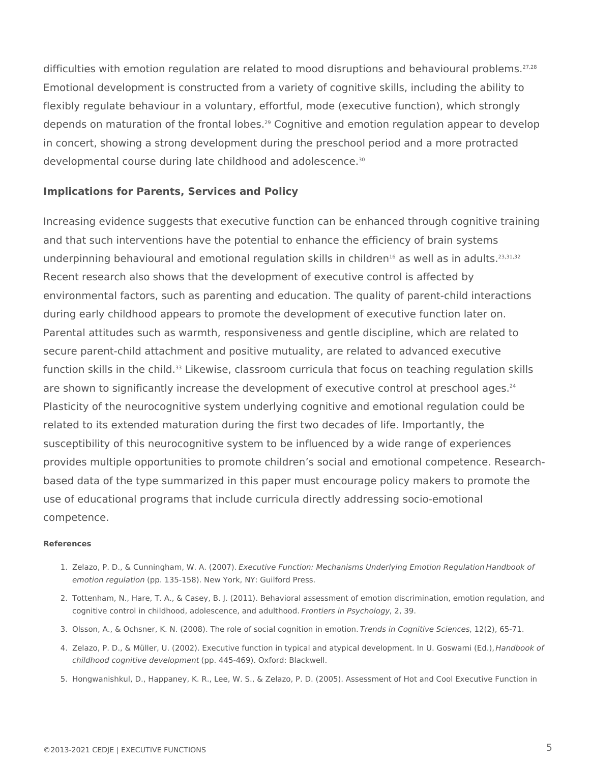difficulties with emotion regulation are related to mood disruptions and behavioural problems.[27,28] Emotional development is constructed from a variety of cognitive skills, including the ability to flexibly regulate behaviour in a voluntary, effortful, mode (executive function), which strongly depends on maturation of the frontal lobes.[29] Cognitive and emotion regulation appear to develop in concert, showing a strong development during the preschool period and a more protracted developmental course during late childhood and adolescence.[30]

### Implications for Parents, Services and Policy

Increasing evidence suggests that executive function can be enhanced through cognitive training and that such interventions have the potential to enhance the efficiency of brain systems underpinning behavioural and emotional regulation skills in children[16] as well as in adults.[23,31,32] Recent research also shows that the development of executive control is affected by environmental factors, such as parenting and education. The quality of parent-child interactions during early childhood appears to promote the development of executive function later on. Parental attitudes such as warmth, responsiveness and gentle discipline, which are related to secure parent-child attachment and positive mutuality, are related to advanced executive function skills in the child.[33] Likewise, classroom curricula that focus on teaching regulation skills are shown to significantly increase the development of executive control at preschool ages.[24] Plasticity of the neurocognitive system underlying cognitive and emotional regulation could be related to its extended maturation during the first two decades of life. Importantly, the susceptibility of this neurocognitive system to be influenced by a wide range of experiences provides multiple opportunities to promote children's social and emotional competence. Research-based data of the type summarized in this paper must encourage policy makers to promote the use of educational programs that include curricula directly addressing socio-emotional competence.

#### References

1. Zelazo, P. D., & Cunningham, W. A. (2007). *Executive Function: Mechanisms Underlying Emotion Regulation Handbook of emotion regulation* (pp. 135-158). New York, NY: Guilford Press.
2. Tottenham, N., Hare, T. A., & Casey, B. J. (2011). Behavioral assessment of emotion discrimination, emotion regulation, and cognitive control in childhood, adolescence, and adulthood. *Frontiers in Psychology*, 2, 39.
3. Olsson, A., & Ochsner, K. N. (2008). The role of social cognition in emotion. *Trends in Cognitive Sciences*, 12(2), 65-71.
4. Zelazo, P. D., & Müller, U. (2002). Executive function in typical and atypical development. In U. Goswami (Ed.), *Handbook of childhood cognitive development* (pp. 445-469). Oxford: Blackwell.
5. Hongwanishkul, D., Happaney, K. R., Lee, W. S., & Zelazo, P. D. (2005). Assessment of Hot and Cool Executive Function in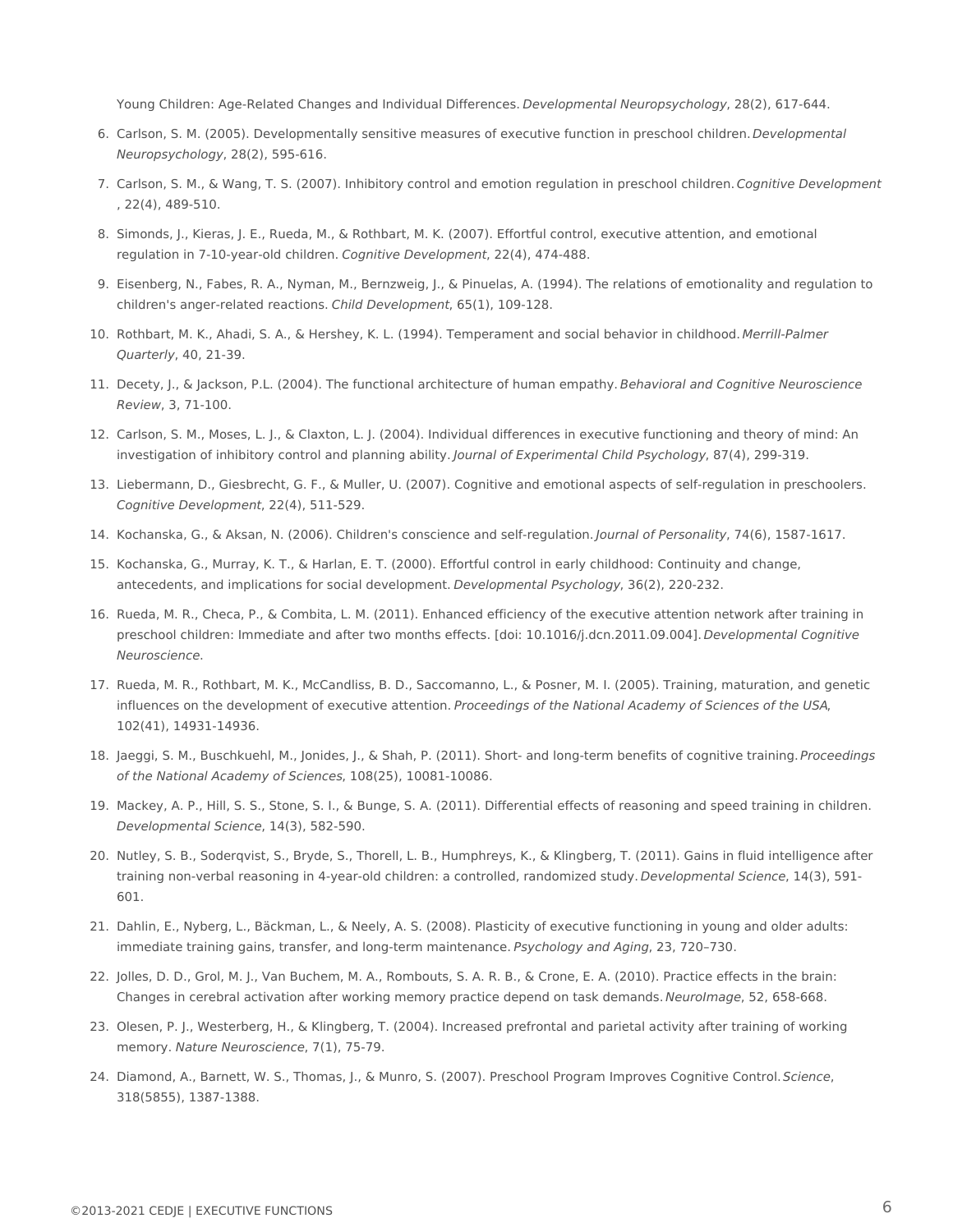Young Children: Age-Related Changes and Individual Differences. *Developmental Neuropsychology*, 28(2), 617-644.

6. Carlson, S. M. (2005). Developmentally sensitive measures of executive function in preschool children. *Developmental Neuropsychology*, 28(2), 595-616.
7. Carlson, S. M., & Wang, T. S. (2007). Inhibitory control and emotion regulation in preschool children. *Cognitive Development*, 22(4), 489-510.
8. Simonds, J., Kieras, J. E., Rueda, M., & Rothbart, M. K. (2007). Effortful control, executive attention, and emotional regulation in 7-10-year-old children. *Cognitive Development*, 22(4), 474-488.
9. Eisenberg, N., Fabes, R. A., Nyman, M., Bernzweig, J., & Pinuelas, A. (1994). The relations of emotionality and regulation to children's anger-related reactions. *Child Development*, 65(1), 109-128.
10. Rothbart, M. K., Ahadi, S. A., & Hershey, K. L. (1994). Temperament and social behavior in childhood. *Merrill-Palmer Quarterly*, 40, 21-39.
11. Decety, J., & Jackson, P.L. (2004). The functional architecture of human empathy. *Behavioral and Cognitive Neuroscience Review*, 3, 71-100.
12. Carlson, S. M., Moses, L. J., & Claxton, L. J. (2004). Individual differences in executive functioning and theory of mind: An investigation of inhibitory control and planning ability. *Journal of Experimental Child Psychology*, 87(4), 299-319.
13. Liebermann, D., Giesbrecht, G. F., & Muller, U. (2007). Cognitive and emotional aspects of self-regulation in preschoolers. *Cognitive Development*, 22(4), 511-529.
14. Kochanska, G., & Aksan, N. (2006). Children's conscience and self-regulation. *Journal of Personality*, 74(6), 1587-1617.
15. Kochanska, G., Murray, K. T., & Harlan, E. T. (2000). Effortful control in early childhood: Continuity and change, antecedents, and implications for social development. *Developmental Psychology*, 36(2), 220-232.
16. Rueda, M. R., Checa, P., & Combita, L. M. (2011). Enhanced efficiency of the executive attention network after training in preschool children: Immediate and after two months effects. [doi: 10.1016/j.dcn.2011.09.004]. *Developmental Cognitive Neuroscience*.
17. Rueda, M. R., Rothbart, M. K., McCandliss, B. D., Saccomanno, L., & Posner, M. I. (2005). Training, maturation, and genetic influences on the development of executive attention. *Proceedings of the National Academy of Sciences of the USA*, 102(41), 14931-14936.
18. Jaeggi, S. M., Buschkuehl, M., Jonides, J., & Shah, P. (2011). Short- and long-term benefits of cognitive training. *Proceedings of the National Academy of Sciences*, 108(25), 10081-10086.
19. Mackey, A. P., Hill, S. S., Stone, S. I., & Bunge, S. A. (2011). Differential effects of reasoning and speed training in children. *Developmental Science*, 14(3), 582-590.
20. Nutley, S. B., Soderqvist, S., Bryde, S., Thorell, L. B., Humphreys, K., & Klingberg, T. (2011). Gains in fluid intelligence after training non-verbal reasoning in 4-year-old children: a controlled, randomized study. *Developmental Science*, 14(3), 591-601.
21. Dahlin, E., Nyberg, L., Bäckman, L., & Neely, A. S. (2008). Plasticity of executive functioning in young and older adults: immediate training gains, transfer, and long-term maintenance. *Psychology and Aging*, 23, 720–730.
22. Jolles, D. D., Grol, M. J., Van Buchem, M. A., Rombouts, S. A. R. B., & Crone, E. A. (2010). Practice effects in the brain: Changes in cerebral activation after working memory practice depend on task demands. *NeuroImage*, 52, 658-668.
23. Olesen, P. J., Westerberg, H., & Klingberg, T. (2004). Increased prefrontal and parietal activity after training of working memory. *Nature Neuroscience*, 7(1), 75-79.
24. Diamond, A., Barnett, W. S., Thomas, J., & Munro, S. (2007). Preschool Program Improves Cognitive Control. *Science*, 318(5855), 1387-1388.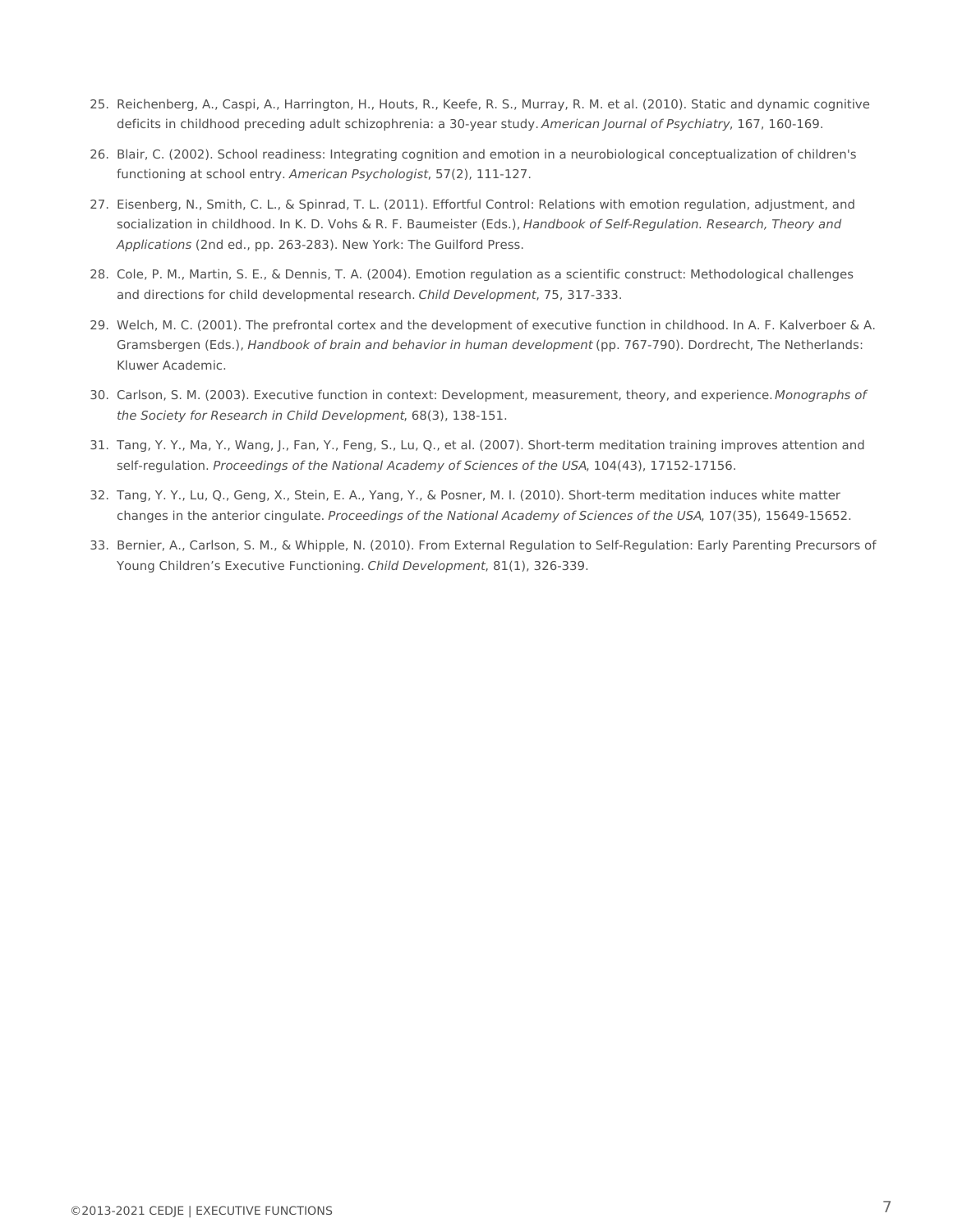25. Reichenberg, A., Caspi, A., Harrington, H., Houts, R., Keefe, R. S., Murray, R. M. et al. (2010). Static and dynamic cognitive deficits in childhood preceding adult schizophrenia: a 30-year study. *American Journal of Psychiatry*, 167, 160-169.
26. Blair, C. (2002). School readiness: Integrating cognition and emotion in a neurobiological conceptualization of children's functioning at school entry. *American Psychologist*, 57(2), 111-127.
27. Eisenberg, N., Smith, C. L., & Spinrad, T. L. (2011). Effortful Control: Relations with emotion regulation, adjustment, and socialization in childhood. In K. D. Vohs & R. F. Baumeister (Eds.), *Handbook of Self-Regulation. Research, Theory and Applications* (2nd ed., pp. 263-283). New York: The Guilford Press.
28. Cole, P. M., Martin, S. E., & Dennis, T. A. (2004). Emotion regulation as a scientific construct: Methodological challenges and directions for child developmental research. *Child Development*, 75, 317-333.
29. Welch, M. C. (2001). The prefrontal cortex and the development of executive function in childhood. In A. F. Kalverboer & A. Gramsbergen (Eds.), *Handbook of brain and behavior in human development* (pp. 767-790). Dordrecht, The Netherlands: Kluwer Academic.
30. Carlson, S. M. (2003). Executive function in context: Development, measurement, theory, and experience. *Monographs of the Society for Research in Child Development*, 68(3), 138-151.
31. Tang, Y. Y., Ma, Y., Wang, J., Fan, Y., Feng, S., Lu, Q., et al. (2007). Short-term meditation training improves attention and self-regulation. *Proceedings of the National Academy of Sciences of the USA*, 104(43), 17152-17156.
32. Tang, Y. Y., Lu, Q., Geng, X., Stein, E. A., Yang, Y., & Posner, M. I. (2010). Short-term meditation induces white matter changes in the anterior cingulate. *Proceedings of the National Academy of Sciences of the USA*, 107(35), 15649-15652.
33. Bernier, A., Carlson, S. M., & Whipple, N. (2010). From External Regulation to Self-Regulation: Early Parenting Precursors of Young Children's Executive Functioning. *Child Development*, 81(1), 326-339.